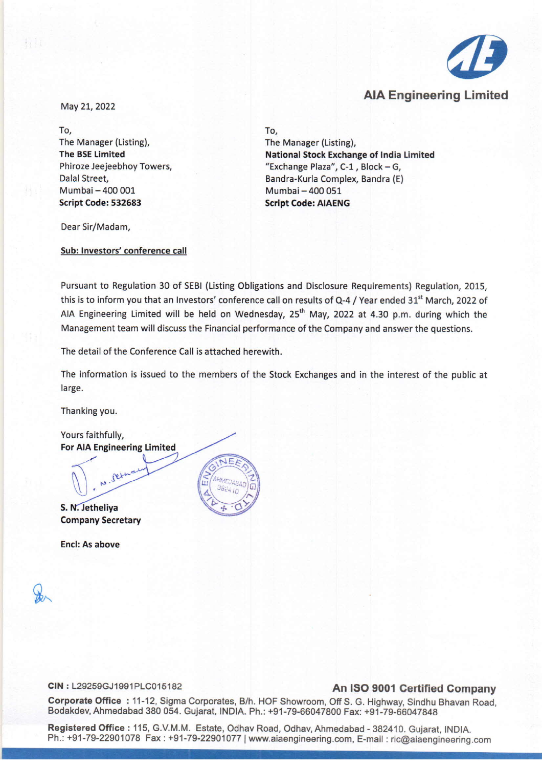**AIA Engineering Limited**

May 21, 2022

To,
The Manager (Listing),
**The BSE Limited**
Phiroze Jeejeebhoy Towers,
Dalal Street,
Mumbai – 400 001
**Script Code: 532683**

To,
The Manager (Listing),
**National Stock Exchange of India Limited**
"Exchange Plaza", C-1 , Block – G,
Bandra-Kurla Complex, Bandra (E)
Mumbai – 400 051
**Script Code: AIAENG**

Dear Sir/Madam,

**Sub: Investors' conference call**

Pursuant to Regulation 30 of SEBI (Listing Obligations and Disclosure Requirements) Regulation, 2015, this is to inform you that an Investors' conference call on results of Q-4 / Year ended 31st March, 2022 of AIA Engineering Limited will be held on Wednesday, 25th May, 2022 at 4.30 p.m. during which the Management team will discuss the Financial performance of the Company and answer the questions.

The detail of the Conference Call is attached herewith.

The information is issued to the members of the Stock Exchanges and in the interest of the public at large.

Thanking you.

Yours faithfully,
**For AIA Engineering Limited**

**S. N. Jetheliya**
**Company Secretary**

**Encl: As above**

CIN : L29259GJ1991PLC015182

**An ISO 9001 Certified Company**

**Corporate Office** : 11-12, Sigma Corporates, B/h. HOF Showroom, Off S. G. Highway, Sindhu Bhavan Road, Bodakdev, Ahmedabad 380 054. Gujarat, INDIA. Ph.: +91-79-66047800 Fax: +91-79-66047848

**Registered Office** : 115, G.V.M.M. Estate, Odhav Road, Odhav, Ahmedabad - 382410. Gujarat, INDIA. Ph.: +91-79-22901078 Fax : +91-79-22901077 | www.aiaengineering.com, E-mail : ric@aiaengineering.com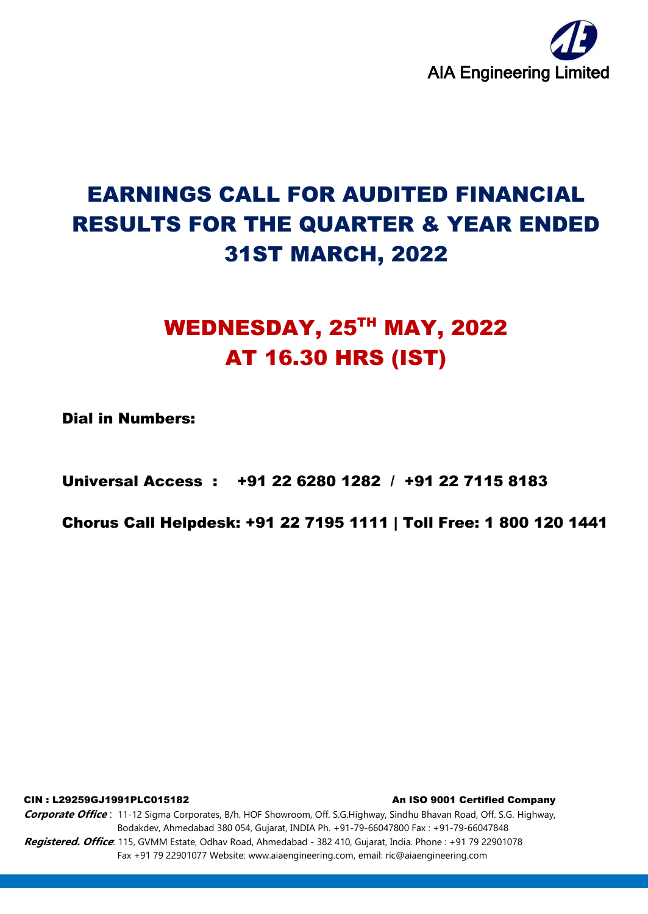AIA Engineering Limited

# EARNINGS CALL FOR AUDITED FINANCIAL RESULTS FOR THE QUARTER & YEAR ENDED 31ST MARCH, 2022

## WEDNESDAY, 25TH MAY, 2022 AT 16.30 HRS (IST)

**Dial in Numbers:**

**Universal Access : +91 22 6280 1282 / +91 22 7115 8183**

**Chorus Call Helpdesk: +91 22 7195 1111 | Toll Free: 1 800 120 1441**

**CIN : L29259GJ1991PLC015182** **An ISO 9001 Certified Company**

***Corporate Office*** : 11-12 Sigma Corporates, B/h. HOF Showroom, Off. S.G.Highway, Sindhu Bhavan Road, Off. S.G. Highway, Bodakdev, Ahmedabad 380 054, Gujarat, INDIA Ph. +91-79-66047800 Fax : +91-79-66047848

***Registered. Office***: 115, GVMM Estate, Odhav Road, Ahmedabad - 382 410, Gujarat, India. Phone : +91 79 22901078 Fax +91 79 22901077 Website: www.aiaengineering.com, email: ric@aiaengineering.com